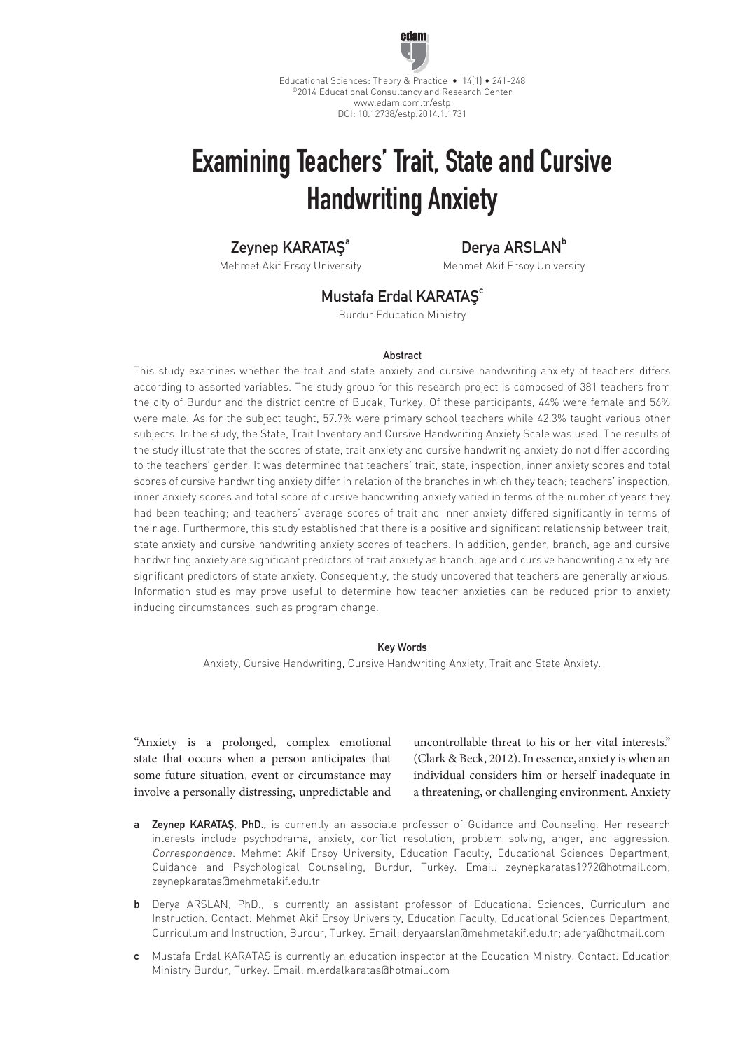Educational Sciences: Theory & Practice • 14(1) • 241-248
©2014 Educational Consultancy and Research Center
www.edam.com.tr/estp
DOI: 10.12738/estp.2014.1.1731

# Examining Teachers' Trait, State and Cursive Handwriting Anxiety

**Zeynep KARATAŞ**[a]
Mehmet Akif Ersoy University

**Derya ARSLAN**[b]
Mehmet Akif Ersoy University

**Mustafa Erdal KARATAŞ**[c]
Burdur Education Ministry

## Abstract

This study examines whether the trait and state anxiety and cursive handwriting anxiety of teachers differs according to assorted variables. The study group for this research project is composed of 381 teachers from the city of Burdur and the district centre of Bucak, Turkey. Of these participants, 44% were female and 56% were male. As for the subject taught, 57.7% were primary school teachers while 42.3% taught various other subjects. In the study, the State, Trait Inventory and Cursive Handwriting Anxiety Scale was used. The results of the study illustrate that the scores of state, trait anxiety and cursive handwriting anxiety do not differ according to the teachers' gender. It was determined that teachers' trait, state, inspection, inner anxiety scores and total scores of cursive handwriting anxiety differ in relation of the branches in which they teach; teachers' inspection, inner anxiety scores and total score of cursive handwriting anxiety varied in terms of the number of years they had been teaching; and teachers' average scores of trait and inner anxiety differed significantly in terms of their age. Furthermore, this study established that there is a positive and significant relationship between trait, state anxiety and cursive handwriting anxiety scores of teachers. In addition, gender, branch, age and cursive handwriting anxiety are significant predictors of trait anxiety as branch, age and cursive handwriting anxiety are significant predictors of state anxiety. Consequently, the study uncovered that teachers are generally anxious. Information studies may prove useful to determine how teacher anxieties can be reduced prior to anxiety inducing circumstances, such as program change.

**Key Words**

Anxiety, Cursive Handwriting, Cursive Handwriting Anxiety, Trait and State Anxiety.

"Anxiety is a prolonged, complex emotional state that occurs when a person anticipates that some future situation, event or circumstance may involve a personally distressing, unpredictable and uncontrollable threat to his or her vital interests." (Clark & Beck, 2012). In essence, anxiety is when an individual considers him or herself inadequate in a threatening, or challenging environment. Anxiety

---

a **Zeynep KARATAŞ, PhD.**, is currently an associate professor of Guidance and Counseling. Her research interests include psychodrama, anxiety, conflict resolution, problem solving, anger, and aggression. *Correspondence:* Mehmet Akif Ersoy University, Education Faculty, Educational Sciences Department, Guidance and Psychological Counseling, Burdur, Turkey. Email: zeynepkaratas1972@hotmail.com; zeynepkaratas@mehmetakif.edu.tr

b Derya ARSLAN, PhD., is currently an assistant professor of Educational Sciences, Curriculum and Instruction. Contact: Mehmet Akif Ersoy University, Education Faculty, Educational Sciences Department, Curriculum and Instruction, Burdur, Turkey. Email: deryaarslan@mehmetakif.edu.tr; aderya@hotmail.com

c Mustafa Erdal KARATAŞ is currently an education inspector at the Education Ministry. Contact: Education Ministry Burdur, Turkey. Email: m.erdalkaratas@hotmail.com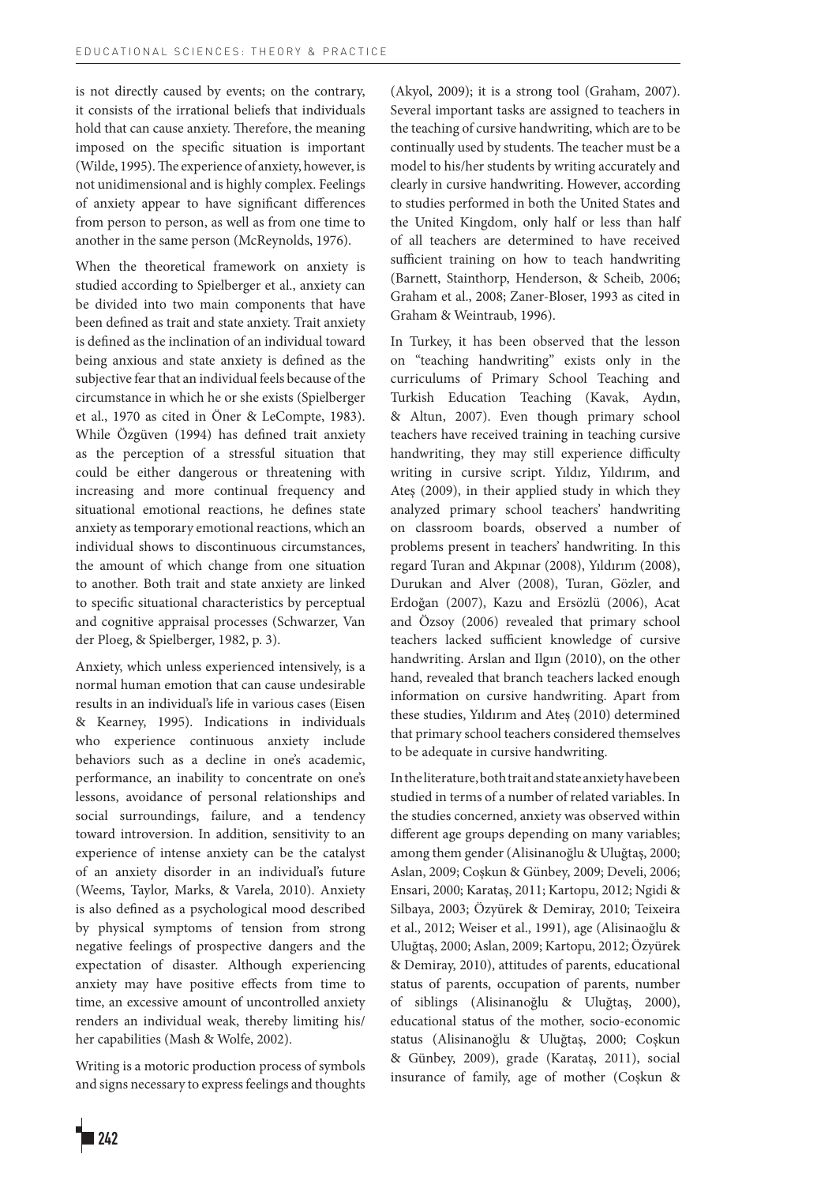is not directly caused by events; on the contrary, it consists of the irrational beliefs that individuals hold that can cause anxiety. Therefore, the meaning imposed on the specific situation is important (Wilde, 1995). The experience of anxiety, however, is not unidimensional and is highly complex. Feelings of anxiety appear to have significant differences from person to person, as well as from one time to another in the same person (McReynolds, 1976).

When the theoretical framework on anxiety is studied according to Spielberger et al., anxiety can be divided into two main components that have been defined as trait and state anxiety. Trait anxiety is defined as the inclination of an individual toward being anxious and state anxiety is defined as the subjective fear that an individual feels because of the circumstance in which he or she exists (Spielberger et al., 1970 as cited in Öner & LeCompte, 1983). While Özgüven (1994) has defined trait anxiety as the perception of a stressful situation that could be either dangerous or threatening with increasing and more continual frequency and situational emotional reactions, he defines state anxiety as temporary emotional reactions, which an individual shows to discontinuous circumstances, the amount of which change from one situation to another. Both trait and state anxiety are linked to specific situational characteristics by perceptual and cognitive appraisal processes (Schwarzer, Van der Ploeg, & Spielberger, 1982, p. 3).

Anxiety, which unless experienced intensively, is a normal human emotion that can cause undesirable results in an individual's life in various cases (Eisen & Kearney, 1995). Indications in individuals who experience continuous anxiety include behaviors such as a decline in one's academic, performance, an inability to concentrate on one's lessons, avoidance of personal relationships and social surroundings, failure, and a tendency toward introversion. In addition, sensitivity to an experience of intense anxiety can be the catalyst of an anxiety disorder in an individual's future (Weems, Taylor, Marks, & Varela, 2010). Anxiety is also defined as a psychological mood described by physical symptoms of tension from strong negative feelings of prospective dangers and the expectation of disaster. Although experiencing anxiety may have positive effects from time to time, an excessive amount of uncontrolled anxiety renders an individual weak, thereby limiting his/her capabilities (Mash & Wolfe, 2002).

Writing is a motoric production process of symbols and signs necessary to express feelings and thoughts (Akyol, 2009); it is a strong tool (Graham, 2007). Several important tasks are assigned to teachers in the teaching of cursive handwriting, which are to be continually used by students. The teacher must be a model to his/her students by writing accurately and clearly in cursive handwriting. However, according to studies performed in both the United States and the United Kingdom, only half or less than half of all teachers are determined to have received sufficient training on how to teach handwriting (Barnett, Stainthorp, Henderson, & Scheib, 2006; Graham et al., 2008; Zaner-Bloser, 1993 as cited in Graham & Weintraub, 1996).

In Turkey, it has been observed that the lesson on "teaching handwriting" exists only in the curriculums of Primary School Teaching and Turkish Education Teaching (Kavak, Aydın, & Altun, 2007). Even though primary school teachers have received training in teaching cursive handwriting, they may still experience difficulty writing in cursive script. Yıldız, Yıldırım, and Ateş (2009), in their applied study in which they analyzed primary school teachers' handwriting on classroom boards, observed a number of problems present in teachers' handwriting. In this regard Turan and Akpınar (2008), Yıldırım (2008), Durukan and Alver (2008), Turan, Gözler, and Erdoğan (2007), Kazu and Ersözlü (2006), Acat and Özsoy (2006) revealed that primary school teachers lacked sufficient knowledge of cursive handwriting. Arslan and Ilgın (2010), on the other hand, revealed that branch teachers lacked enough information on cursive handwriting. Apart from these studies, Yıldırım and Ateş (2010) determined that primary school teachers considered themselves to be adequate in cursive handwriting.

In the literature, both trait and state anxiety have been studied in terms of a number of related variables. In the studies concerned, anxiety was observed within different age groups depending on many variables; among them gender (Alisinanoğlu & Uluğtaş, 2000; Aslan, 2009; Coşkun & Günbey, 2009; Develi, 2006; Ensari, 2000; Karataş, 2011; Kartopu, 2012; Ngidi & Silbaya, 2003; Özyürek & Demiray, 2010; Teixeira et al., 2012; Weiser et al., 1991), age (Alisinaoğlu & Uluğtaş, 2000; Aslan, 2009; Kartopu, 2012; Özyürek & Demiray, 2010), attitudes of parents, educational status of parents, occupation of parents, number of siblings (Alisinanoğlu & Uluğtaş, 2000), educational status of the mother, socio-economic status (Alisinanoğlu & Uluğtaş, 2000; Coşkun & Günbey, 2009), grade (Karataş, 2011), social insurance of family, age of mother (Coşkun &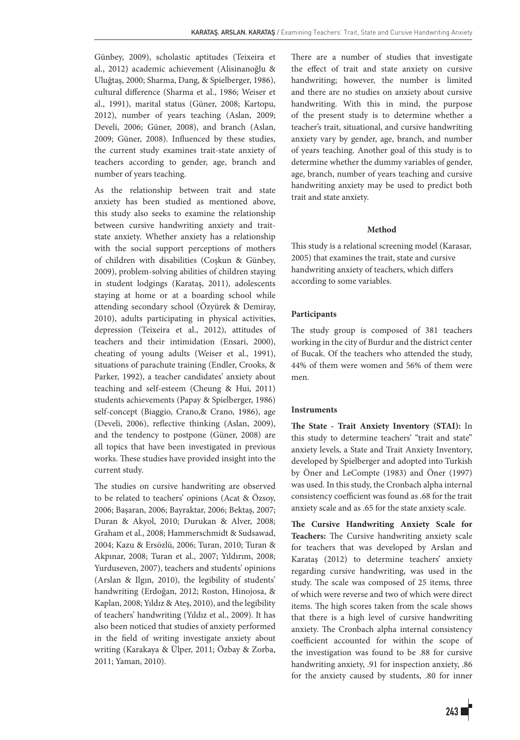Günbey, 2009), scholastic aptitudes (Teixeira et al., 2012) academic achievement (Alisinanoğlu & Uluğtaş, 2000; Sharma, Dang, & Spielberger, 1986), cultural difference (Sharma et al., 1986; Weiser et al., 1991), marital status (Güner, 2008; Kartopu, 2012), number of years teaching (Aslan, 2009; Develi, 2006; Güner, 2008), and branch (Aslan, 2009; Güner, 2008). Influenced by these studies, the current study examines trait-state anxiety of teachers according to gender, age, branch and number of years teaching.

As the relationship between trait and state anxiety has been studied as mentioned above, this study also seeks to examine the relationship between cursive handwriting anxiety and trait-state anxiety. Whether anxiety has a relationship with the social support perceptions of mothers of children with disabilities (Coşkun & Günbey, 2009), problem-solving abilities of children staying in student lodgings (Karataş, 2011), adolescents staying at home or at a boarding school while attending secondary school (Özyürek & Demiray, 2010), adults participating in physical activities, depression (Teixeira et al., 2012), attitudes of teachers and their intimidation (Ensari, 2000), cheating of young adults (Weiser et al., 1991), situations of parachute training (Endler, Crooks, & Parker, 1992), a teacher candidates' anxiety about teaching and self-esteem (Cheung & Hui, 2011) students achievements (Papay & Spielberger, 1986) self-concept (Biaggio, Crano,& Crano, 1986), age (Develi, 2006), reflective thinking (Aslan, 2009), and the tendency to postpone (Güner, 2008) are all topics that have been investigated in previous works. These studies have provided insight into the current study.

The studies on cursive handwriting are observed to be related to teachers' opinions (Acat & Özsoy, 2006; Başaran, 2006; Bayraktar, 2006; Bektaş, 2007; Duran & Akyol, 2010; Durukan & Alver, 2008; Graham et al., 2008; Hammerschmidt & Sudsawad, 2004; Kazu & Ersözlü, 2006; Turan, 2010; Turan & Akpınar, 2008; Turan et al., 2007; Yıldırım, 2008; Yurduseven, 2007), teachers and students' opinions (Arslan & Ilgın, 2010), the legibility of students' handwriting (Erdoğan, 2012; Roston, Hinojosa, & Kaplan, 2008; Yıldız & Ateş, 2010), and the legibility of teachers' handwriting (Yıldız et al., 2009). It has also been noticed that studies of anxiety performed in the field of writing investigate anxiety about writing (Karakaya & Ülper, 2011; Özbay & Zorba, 2011; Yaman, 2010).

There are a number of studies that investigate the effect of trait and state anxiety on cursive handwriting; however, the number is limited and there are no studies on anxiety about cursive handwriting. With this in mind, the purpose of the present study is to determine whether a teacher's trait, situational, and cursive handwriting anxiety vary by gender, age, branch, and number of years teaching. Another goal of this study is to determine whether the dummy variables of gender, age, branch, number of years teaching and cursive handwriting anxiety may be used to predict both trait and state anxiety.

## Method

This study is a relational screening model (Karasar, 2005) that examines the trait, state and cursive handwriting anxiety of teachers, which differs according to some variables.

### Participants

The study group is composed of 381 teachers working in the city of Burdur and the district center of Bucak. Of the teachers who attended the study, 44% of them were women and 56% of them were men.

### Instruments

**The State - Trait Anxiety Inventory (STAI):** In this study to determine teachers' "trait and state" anxiety levels, a State and Trait Anxiety Inventory, developed by Spielberger and adopted into Turkish by Öner and LeCompte (1983) and Öner (1997) was used. In this study, the Cronbach alpha internal consistency coefficient was found as .68 for the trait anxiety scale and as .65 for the state anxiety scale.

**The Cursive Handwriting Anxiety Scale for Teachers:** The Cursive handwriting anxiety scale for teachers that was developed by Arslan and Karataş (2012) to determine teachers' anxiety regarding cursive handwriting, was used in the study. The scale was composed of 25 items, three of which were reverse and two of which were direct items. The high scores taken from the scale shows that there is a high level of cursive handwriting anxiety. The Cronbach alpha internal consistency coefficient accounted for within the scope of the investigation was found to be .88 for cursive handwriting anxiety, .91 for inspection anxiety, .86 for the anxiety caused by students, .80 for inner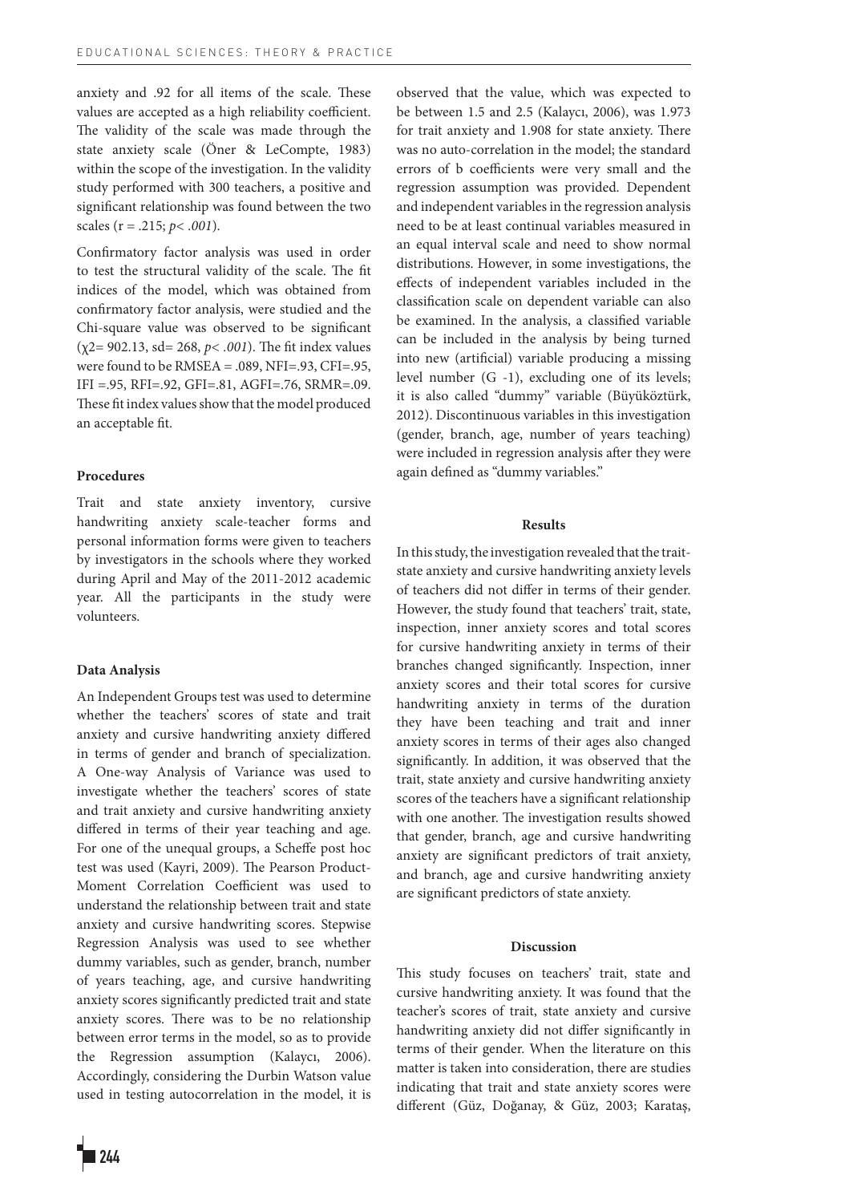anxiety and .92 for all items of the scale. These values are accepted as a high reliability coefficient. The validity of the scale was made through the state anxiety scale (Öner & LeCompte, 1983) within the scope of the investigation. In the validity study performed with 300 teachers, a positive and significant relationship was found between the two scales (r = .215; *p< .001*).

Confirmatory factor analysis was used in order to test the structural validity of the scale. The fit indices of the model, which was obtained from confirmatory factor analysis, were studied and the Chi-square value was observed to be significant ($\chi^2$= 902.13, sd= 268, *p< .001*). The fit index values were found to be RMSEA = .089, NFI=.93, CFI=.95, IFI =.95, RFI=.92, GFI=.81, AGFI=.76, SRMR=.09. These fit index values show that the model produced an acceptable fit.

**Procedures**

Trait and state anxiety inventory, cursive handwriting anxiety scale-teacher forms and personal information forms were given to teachers by investigators in the schools where they worked during April and May of the 2011-2012 academic year. All the participants in the study were volunteers.

**Data Analysis**

An Independent Groups test was used to determine whether the teachers' scores of state and trait anxiety and cursive handwriting anxiety differed in terms of gender and branch of specialization. A One-way Analysis of Variance was used to investigate whether the teachers' scores of state and trait anxiety and cursive handwriting anxiety differed in terms of their year teaching and age. For one of the unequal groups, a Scheffe post hoc test was used (Kayri, 2009). The Pearson Product-Moment Correlation Coefficient was used to understand the relationship between trait and state anxiety and cursive handwriting scores. Stepwise Regression Analysis was used to see whether dummy variables, such as gender, branch, number of years teaching, age, and cursive handwriting anxiety scores significantly predicted trait and state anxiety scores. There was to be no relationship between error terms in the model, so as to provide the Regression assumption (Kalaycı, 2006). Accordingly, considering the Durbin Watson value used in testing autocorrelation in the model, it is observed that the value, which was expected to be between 1.5 and 2.5 (Kalaycı, 2006), was 1.973 for trait anxiety and 1.908 for state anxiety. There was no auto-correlation in the model; the standard errors of b coefficients were very small and the regression assumption was provided. Dependent and independent variables in the regression analysis need to be at least continual variables measured in an equal interval scale and need to show normal distributions. However, in some investigations, the effects of independent variables included in the classification scale on dependent variable can also be examined. In the analysis, a classified variable can be included in the analysis by being turned into new (artificial) variable producing a missing level number (G -1), excluding one of its levels; it is also called "dummy" variable (Büyüköztürk, 2012). Discontinuous variables in this investigation (gender, branch, age, number of years teaching) were included in regression analysis after they were again defined as "dummy variables."

## Results

In this study, the investigation revealed that the trait-state anxiety and cursive handwriting anxiety levels of teachers did not differ in terms of their gender. However, the study found that teachers' trait, state, inspection, inner anxiety scores and total scores for cursive handwriting anxiety in terms of their branches changed significantly. Inspection, inner anxiety scores and their total scores for cursive handwriting anxiety in terms of the duration they have been teaching and trait and inner anxiety scores in terms of their ages also changed significantly. In addition, it was observed that the trait, state anxiety and cursive handwriting anxiety scores of the teachers have a significant relationship with one another. The investigation results showed that gender, branch, age and cursive handwriting anxiety are significant predictors of trait anxiety, and branch, age and cursive handwriting anxiety are significant predictors of state anxiety.

## Discussion

This study focuses on teachers' trait, state and cursive handwriting anxiety. It was found that the teacher's scores of trait, state anxiety and cursive handwriting anxiety did not differ significantly in terms of their gender. When the literature on this matter is taken into consideration, there are studies indicating that trait and state anxiety scores were different (Güz, Doğanay, & Güz, 2003; Karataş,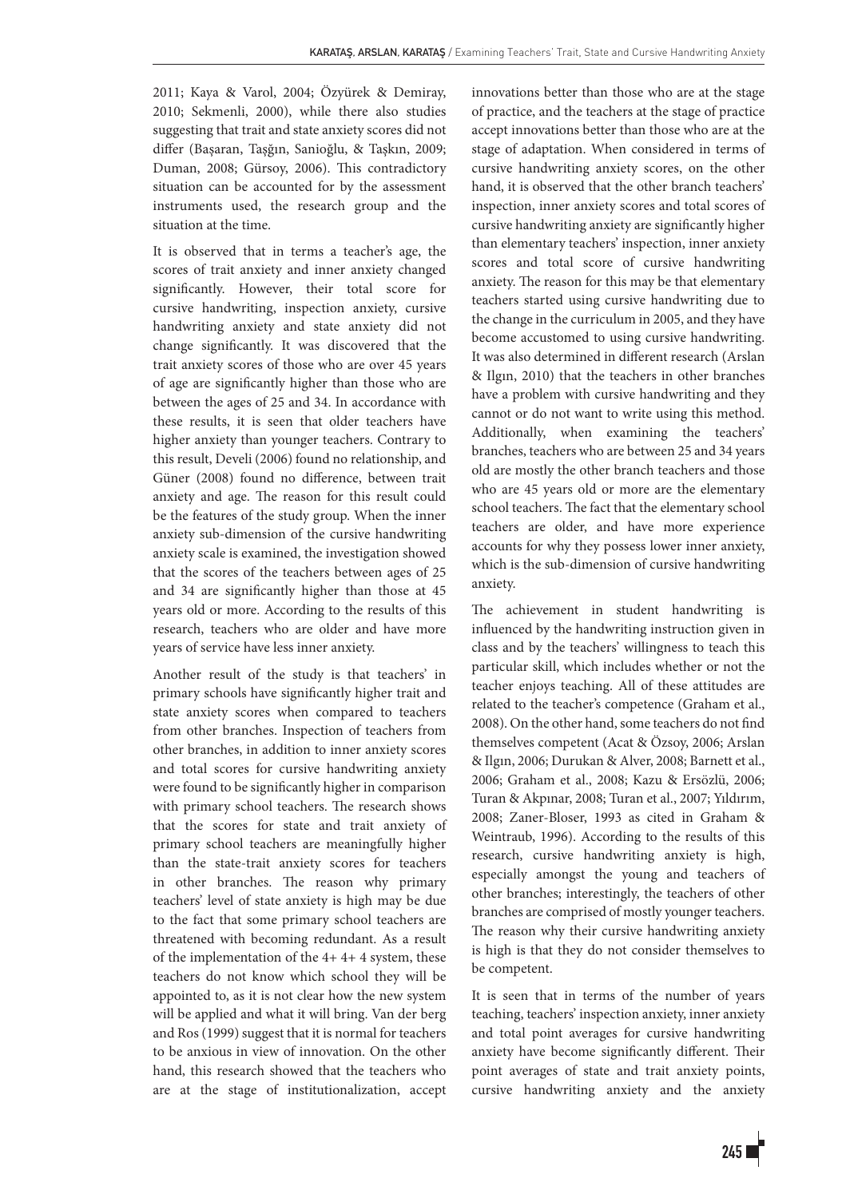2011; Kaya & Varol, 2004; Özyürek & Demiray, 2010; Sekmenli, 2000), while there also studies suggesting that trait and state anxiety scores did not differ (Başaran, Taşğın, Sanioğlu, & Taşkın, 2009; Duman, 2008; Gürsoy, 2006). This contradictory situation can be accounted for by the assessment instruments used, the research group and the situation at the time.

It is observed that in terms a teacher's age, the scores of trait anxiety and inner anxiety changed significantly. However, their total score for cursive handwriting, inspection anxiety, cursive handwriting anxiety and state anxiety did not change significantly. It was discovered that the trait anxiety scores of those who are over 45 years of age are significantly higher than those who are between the ages of 25 and 34. In accordance with these results, it is seen that older teachers have higher anxiety than younger teachers. Contrary to this result, Develi (2006) found no relationship, and Güner (2008) found no difference, between trait anxiety and age. The reason for this result could be the features of the study group. When the inner anxiety sub-dimension of the cursive handwriting anxiety scale is examined, the investigation showed that the scores of the teachers between ages of 25 and 34 are significantly higher than those at 45 years old or more. According to the results of this research, teachers who are older and have more years of service have less inner anxiety.

Another result of the study is that teachers' in primary schools have significantly higher trait and state anxiety scores when compared to teachers from other branches. Inspection of teachers from other branches, in addition to inner anxiety scores and total scores for cursive handwriting anxiety were found to be significantly higher in comparison with primary school teachers. The research shows that the scores for state and trait anxiety of primary school teachers are meaningfully higher than the state-trait anxiety scores for teachers in other branches. The reason why primary teachers' level of state anxiety is high may be due to the fact that some primary school teachers are threatened with becoming redundant. As a result of the implementation of the 4+ 4+ 4 system, these teachers do not know which school they will be appointed to, as it is not clear how the new system will be applied and what it will bring. Van der berg and Ros (1999) suggest that it is normal for teachers to be anxious in view of innovation. On the other hand, this research showed that the teachers who are at the stage of institutionalization, accept innovations better than those who are at the stage of practice, and the teachers at the stage of practice accept innovations better than those who are at the stage of adaptation. When considered in terms of cursive handwriting anxiety scores, on the other hand, it is observed that the other branch teachers' inspection, inner anxiety scores and total scores of cursive handwriting anxiety are significantly higher than elementary teachers' inspection, inner anxiety scores and total score of cursive handwriting anxiety. The reason for this may be that elementary teachers started using cursive handwriting due to the change in the curriculum in 2005, and they have become accustomed to using cursive handwriting. It was also determined in different research (Arslan & Ilgın, 2010) that the teachers in other branches have a problem with cursive handwriting and they cannot or do not want to write using this method. Additionally, when examining the teachers' branches, teachers who are between 25 and 34 years old are mostly the other branch teachers and those who are 45 years old or more are the elementary school teachers. The fact that the elementary school teachers are older, and have more experience accounts for why they possess lower inner anxiety, which is the sub-dimension of cursive handwriting anxiety.

The achievement in student handwriting is influenced by the handwriting instruction given in class and by the teachers' willingness to teach this particular skill, which includes whether or not the teacher enjoys teaching. All of these attitudes are related to the teacher's competence (Graham et al., 2008). On the other hand, some teachers do not find themselves competent (Acat & Özsoy, 2006; Arslan & Ilgın, 2006; Durukan & Alver, 2008; Barnett et al., 2006; Graham et al., 2008; Kazu & Ersözlü, 2006; Turan & Akpınar, 2008; Turan et al., 2007; Yıldırım, 2008; Zaner-Bloser, 1993 as cited in Graham & Weintraub, 1996). According to the results of this research, cursive handwriting anxiety is high, especially amongst the young and teachers of other branches; interestingly, the teachers of other branches are comprised of mostly younger teachers. The reason why their cursive handwriting anxiety is high is that they do not consider themselves to be competent.

It is seen that in terms of the number of years teaching, teachers' inspection anxiety, inner anxiety and total point averages for cursive handwriting anxiety have become significantly different. Their point averages of state and trait anxiety points, cursive handwriting anxiety and the anxiety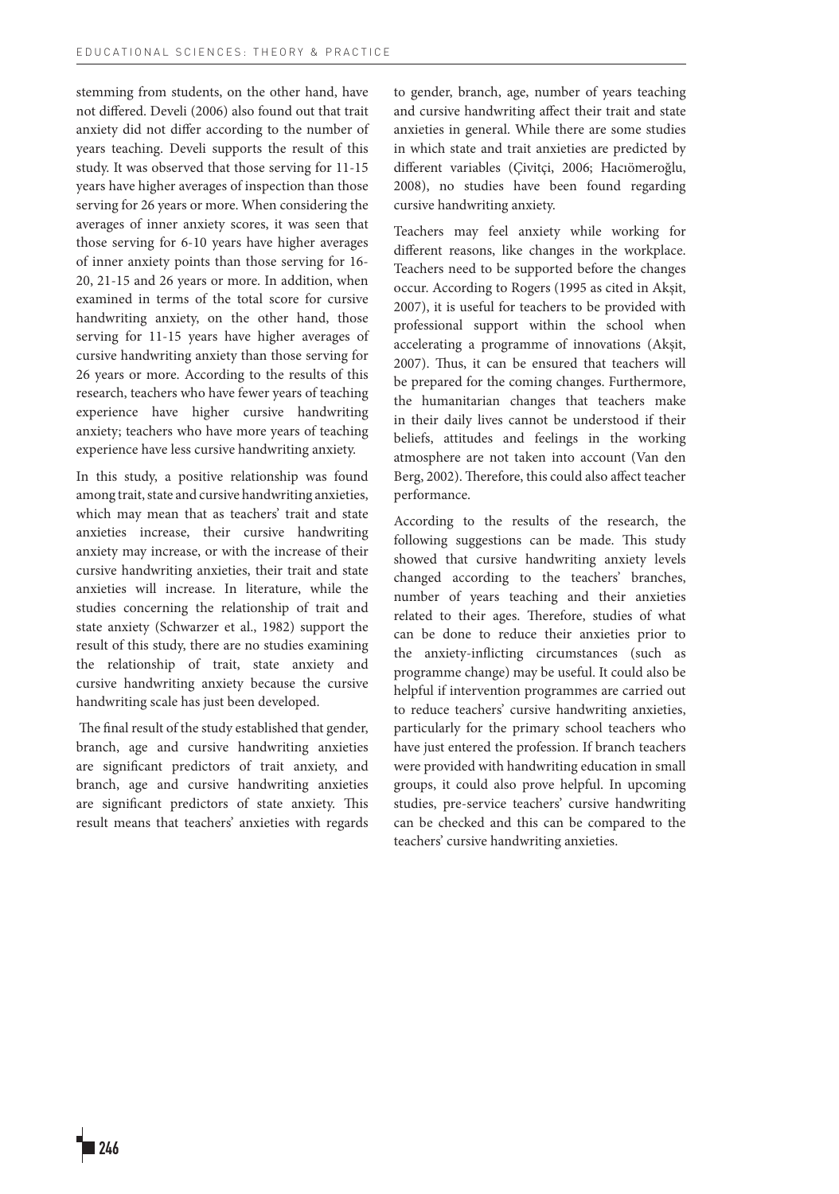stemming from students, on the other hand, have not differed. Develi (2006) also found out that trait anxiety did not differ according to the number of years teaching. Develi supports the result of this study. It was observed that those serving for 11-15 years have higher averages of inspection than those serving for 26 years or more. When considering the averages of inner anxiety scores, it was seen that those serving for 6-10 years have higher averages of inner anxiety points than those serving for 16-20, 21-15 and 26 years or more. In addition, when examined in terms of the total score for cursive handwriting anxiety, on the other hand, those serving for 11-15 years have higher averages of cursive handwriting anxiety than those serving for 26 years or more. According to the results of this research, teachers who have fewer years of teaching experience have higher cursive handwriting anxiety; teachers who have more years of teaching experience have less cursive handwriting anxiety.

In this study, a positive relationship was found among trait, state and cursive handwriting anxieties, which may mean that as teachers' trait and state anxieties increase, their cursive handwriting anxiety may increase, or with the increase of their cursive handwriting anxieties, their trait and state anxieties will increase. In literature, while the studies concerning the relationship of trait and state anxiety (Schwarzer et al., 1982) support the result of this study, there are no studies examining the relationship of trait, state anxiety and cursive handwriting anxiety because the cursive handwriting scale has just been developed.

The final result of the study established that gender, branch, age and cursive handwriting anxieties are significant predictors of trait anxiety, and branch, age and cursive handwriting anxieties are significant predictors of state anxiety. This result means that teachers' anxieties with regards to gender, branch, age, number of years teaching and cursive handwriting affect their trait and state anxieties in general. While there are some studies in which state and trait anxieties are predicted by different variables (Çivitçi, 2006; Hacıömeroğlu, 2008), no studies have been found regarding cursive handwriting anxiety.

Teachers may feel anxiety while working for different reasons, like changes in the workplace. Teachers need to be supported before the changes occur. According to Rogers (1995 as cited in Akşit, 2007), it is useful for teachers to be provided with professional support within the school when accelerating a programme of innovations (Akşit, 2007). Thus, it can be ensured that teachers will be prepared for the coming changes. Furthermore, the humanitarian changes that teachers make in their daily lives cannot be understood if their beliefs, attitudes and feelings in the working atmosphere are not taken into account (Van den Berg, 2002). Therefore, this could also affect teacher performance.

According to the results of the research, the following suggestions can be made. This study showed that cursive handwriting anxiety levels changed according to the teachers' branches, number of years teaching and their anxieties related to their ages. Therefore, studies of what can be done to reduce their anxieties prior to the anxiety-inflicting circumstances (such as programme change) may be useful. It could also be helpful if intervention programmes are carried out to reduce teachers' cursive handwriting anxieties, particularly for the primary school teachers who have just entered the profession. If branch teachers were provided with handwriting education in small groups, it could also prove helpful. In upcoming studies, pre-service teachers' cursive handwriting can be checked and this can be compared to the teachers' cursive handwriting anxieties.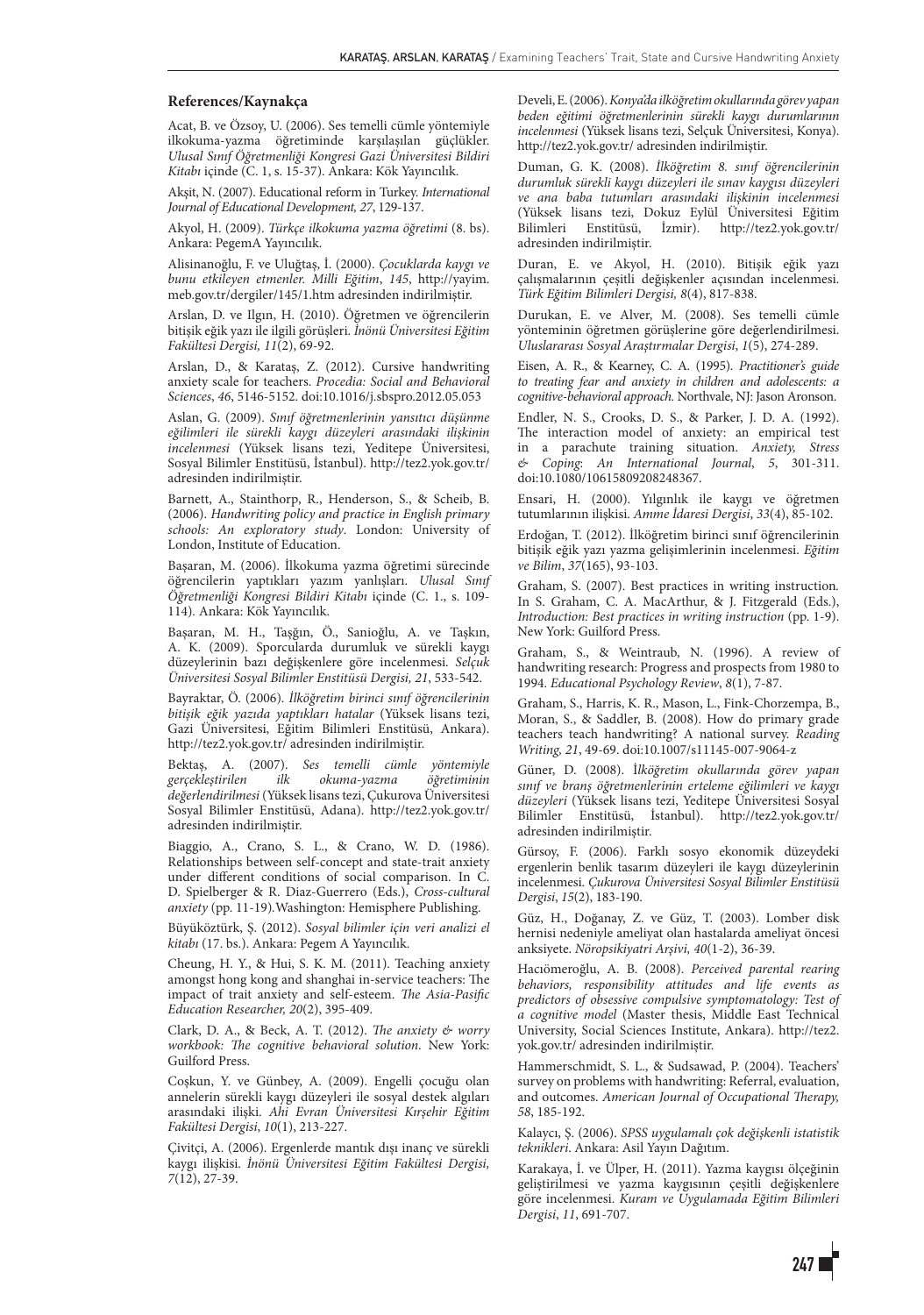## References/Kaynakça

Acat, B. ve Özsoy, U. (2006). Ses temelli cümle yöntemiyle ilkokuma-yazma öğretiminde karşılaşılan güçlükler. *Ulusal Sınıf Öğretmenliği Kongresi Gazi Üniversitesi Bildiri Kitabı* içinde (C. 1, s. 15-37). Ankara: Kök Yayıncılık.

Akşit, N. (2007). Educational reform in Turkey. *International Journal of Educational Development, 27*, 129-137.

Akyol, H. (2009). *Türkçe ilkokuma yazma öğretimi* (8. bs). Ankara: PegemA Yayıncılık.

Alisinanoğlu, F. ve Uluğtaş, İ. (2000). *Çocuklarda kaygı ve bunu etkileyen etmenler. Milli Eğitim*, *145*, http://yayim.meb.gov.tr/dergiler/145/1.htm adresinden indirilmiştir.

Arslan, D. ve Ilgın, H. (2010). Öğretmen ve öğrencilerin bitişik eğik yazı ile ilgili görüşleri. *İnönü Üniversitesi Eğitim Fakültesi Dergisi, 11*(2), 69-92.

Arslan, D., & Karataş, Z. (2012). Cursive handwriting anxiety scale for teachers. *Procedia: Social and Behavioral Sciences*, *46*, 5146-5152. doi:10.1016/j.sbspro.2012.05.053

Aslan, G. (2009). *Sınıf öğretmenlerinin yansıtıcı düşünme eğilimleri ile sürekli kaygı düzeyleri arasındaki ilişkinin incelenmesi* (Yüksek lisans tezi, Yeditepe Üniversitesi, Sosyal Bilimler Enstitüsü, İstanbul). http://tez2.yok.gov.tr/ adresinden indirilmiştir.

Barnett, A., Stainthorp, R., Henderson, S., & Scheib, B. (2006). *Handwriting policy and practice in English primary schools: An exploratory study*. London: University of London, Institute of Education.

Başaran, M. (2006). İlkokuma yazma öğretimi sürecinde öğrencilerin yaptıkları yazım yanlışları. *Ulusal Sınıf Öğretmenliği Kongresi Bildiri Kitabı* içinde (C. 1., s. 109-114). Ankara: Kök Yayıncılık.

Başaran, M. H., Taşğın, Ö., Sanioğlu, A. ve Taşkın, A. K. (2009). Sporcularda durumluk ve sürekli kaygı düzeylerinin bazı değişkenlere göre incelenmesi. *Selçuk Üniversitesi Sosyal Bilimler Enstitüsü Dergisi, 21*, 533-542.

Bayraktar, Ö. (2006). *İlköğretim birinci sınıf öğrencilerinin bitişik eğik yazıda yaptıkları hatalar* (Yüksek lisans tezi, Gazi Üniversitesi, Eğitim Bilimleri Enstitüsü, Ankara). http://tez2.yok.gov.tr/ adresinden indirilmiştir.

Bektaş, A. (2007). *Ses temelli cümle yöntemiyle gerçekleştirilen ilk okuma-yazma öğretiminin değerlendirilmesi* (Yüksek lisans tezi, Çukurova Üniversitesi Sosyal Bilimler Enstitüsü, Adana). http://tez2.yok.gov.tr/ adresinden indirilmiştir.

Biaggio, A., Crano, S. L., & Crano, W. D. (1986). Relationships between self-concept and state-trait anxiety under different conditions of social comparison. In C. D. Spielberger & R. Diaz-Guerrero (Eds.), *Cross-cultural anxiety* (pp. 11-19).Washington: Hemisphere Publishing.

Büyüköztürk, Ş. (2012). *Sosyal bilimler için veri analizi el kitabı* (17. bs.). Ankara: Pegem A Yayıncılık.

Cheung, H. Y., & Hui, S. K. M. (2011). Teaching anxiety amongst hong kong and shanghai in-service teachers: The impact of trait anxiety and self-esteem. *The Asia-Pasific Education Researcher, 20*(2), 395-409.

Clark, D. A., & Beck, A. T. (2012). *The anxiety & worry workbook: The cognitive behavioral solution*. New York: Guilford Press.

Coşkun, Y. ve Günbey, A. (2009). Engelli çocuğu olan annelerin sürekli kaygı düzeyleri ile sosyal destek algıları arasındaki ilişki. *Ahi Evran Üniversitesi Kırşehir Eğitim Fakültesi Dergisi*, *10*(1), 213-227.

Çivitçi, A. (2006). Ergenlerde mantık dışı inanç ve sürekli kaygı ilişkisi. *İnönü Üniversitesi Eğitim Fakültesi Dergisi, 7*(12), 27-39.

Develi, E. (2006). *Konya'da ilköğretim okullarında görev yapan beden eğitimi öğretmenlerinin sürekli kaygı durumlarının incelenmesi* (Yüksek lisans tezi, Selçuk Üniversitesi, Konya). http://tez2.yok.gov.tr/ adresinden indirilmiştir.

Duman, G. K. (2008). *İlköğretim 8. sınıf öğrencilerinin durumluk sürekli kaygı düzeyleri ile sınav kaygısı düzeyleri ve ana baba tutumları arasındaki ilişkinin incelenmesi* (Yüksek lisans tezi, Dokuz Eylül Üniversitesi Eğitim Bilimleri Enstitüsü, İzmir). http://tez2.yok.gov.tr/ adresinden indirilmiştir.

Duran, E. ve Akyol, H. (2010). Bitişik eğik yazı çalışmalarının çeşitli değişkenler açısından incelenmesi. *Türk Eğitim Bilimleri Dergisi, 8*(4), 817-838.

Durukan, E. ve Alver, M. (2008). Ses temelli cümle yönteminin öğretmen görüşlerine göre değerlendirilmesi. *Uluslararası Sosyal Araştırmalar Dergisi*, *1*(5), 274-289.

Eisen, A. R., & Kearney, C. A. (1995). *Practitioner's guide to treating fear and anxiety in children and adolescents: a cognitive-behavioral approach.* Northvale, NJ: Jason Aronson.

Endler, N. S., Crooks, D. S., & Parker, J. D. A. (1992). The interaction model of anxiety: an empirical test in a parachute training situation. *Anxiety, Stress & Coping: An International Journal*, *5*, 301-311. doi:10.1080/10615809208248367.

Ensari, H. (2000). Yılgınlık ile kaygı ve öğretmen tutumlarının ilişkisi. *Amme İdaresi Dergisi*, *33*(4), 85-102.

Erdoğan, T. (2012). İlköğretim birinci sınıf öğrencilerinin bitişik eğik yazı yazma gelişimlerinin incelenmesi. *Eğitim ve Bilim*, *37*(165), 93-103.

Graham, S. (2007). Best practices in writing instruction. In S. Graham, C. A. MacArthur, & J. Fitzgerald (Eds.), *Introduction: Best practices in writing instruction* (pp. 1-9). New York: Guilford Press.

Graham, S., & Weintraub, N. (1996). A review of handwriting research: Progress and prospects from 1980 to 1994. *Educational Psychology Review*, *8*(1), 7-87.

Graham, S., Harris, K. R., Mason, L., Fink-Chorzempa, B., Moran, S., & Saddler, B. (2008). How do primary grade teachers teach handwriting? A national survey. *Reading Writing, 21*, 49-69. doi:10.1007/s11145-007-9064-z

Güner, D. (2008). İ*lköğretim okullarında görev yapan sınıf ve branş öğretmenlerinin erteleme eğilimleri ve kaygı düzeyleri* (Yüksek lisans tezi, Yeditepe Üniversitesi Sosyal Bilimler Enstitüsü, İstanbul). http://tez2.yok.gov.tr/ adresinden indirilmiştir.

Gürsoy, F. (2006). Farklı sosyo ekonomik düzeydeki ergenlerin benlik tasarım düzeyleri ile kaygı düzeylerinin incelenmesi. *Çukurova Üniversitesi Sosyal Bilimler Enstitüsü Dergisi*, *15*(2), 183-190.

Güz, H., Doğanay, Z. ve Güz, T. (2003). Lomber disk hernisi nedeniyle ameliyat olan hastalarda ameliyat öncesi anksiyete. *Nöropsikiyatri Arşivi, 40*(1-2), 36-39.

Hacıömeroğlu, A. B. (2008). *Perceived parental rearing behaviors, responsibility attitudes and life events as predictors of obsessive compulsive symptomatology: Test of a cognitive model* (Master thesis, Middle East Technical University, Social Sciences Institute, Ankara). http://tez2.yok.gov.tr/ adresinden indirilmiştir.

Hammerschmidt, S. L., & Sudsawad, P. (2004). Teachers' survey on problems with handwriting: Referral, evaluation, and outcomes. *American Journal of Occupational Therapy, 58*, 185-192.

Kalaycı, Ş. (2006). *SPSS uygulamalı çok değişkenli istatistik teknikleri*. Ankara: Asil Yayın Dağıtım.

Karakaya, İ. ve Ülper, H. (2011). Yazma kaygısı ölçeğinin geliştirilmesi ve yazma kaygısının çeşitli değişkenlere göre incelenmesi. *Kuram ve Uygulamada Eğitim Bilimleri Dergisi*, *11*, 691-707.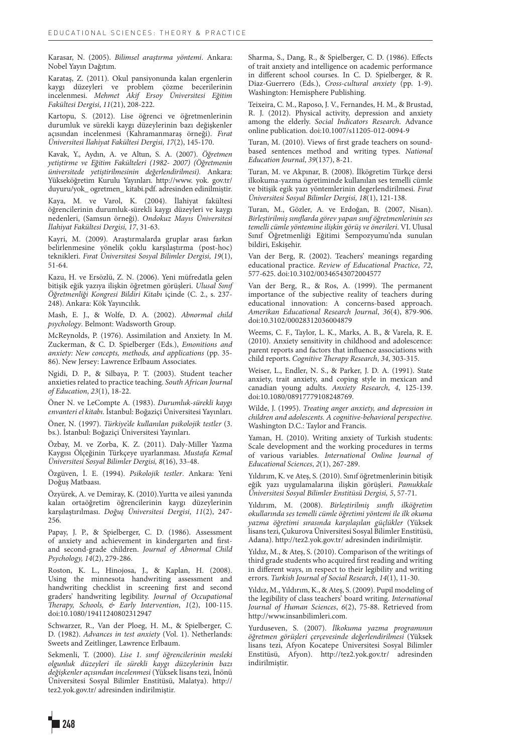Karasar, N. (2005). *Bilimsel araştırma yöntemi*. Ankara: Nobel Yayın Dağıtım.

Karataş, Z. (2011). Okul pansiyonunda kalan ergenlerin kaygı düzeyleri ve problem çözme becerilerinin incelenmesi. *Mehmet Akif Ersoy Üniversitesi Eğitim Fakültesi Dergisi*, *11*(21), 208-222.

Kartopu, S. (2012). Lise öğrenci ve öğretmenlerinin durumluk ve sürekli kaygı düzeylerinin bazı değişkenler açısından incelenmesi (Kahramanmaraş örneği). *Fırat Üniversitesi İlahiyat Fakültesi Dergisi, 17*(2), 145-170.

Kavak, Y., Aydın, A. ve Altun, S. A. (2007). *Öğretmen yetiştirme ve Eğitim Fakülteleri (1982- 2007) (Öğretmenin üniversitede yetiştirilmesinin değerlendirilmesi).* Ankara: Yükseköğretim Kurulu Yayınları. http://www. yok. gov.tr/ duyuru/yok_ ogretmen_ kitabi.pdf. adresinden edinilmiştir.

Kaya, M. ve Varol, K. (2004). İlahiyat fakültesi öğrencilerinin durumluk-sürekli kaygı düzeyleri ve kaygı nedenleri, (Samsun örneği). *Ondokuz Mayıs Üniversitesi İlahiyat Fakültesi Dergisi, 17*, 31-63.

Kayri, M. (2009). Araştırmalarda gruplar arası farkın belirlenmesine yönelik çoklu karşılaştırma (post-hoc) teknikleri. *Fırat Üniversitesi Sosyal Bilimler Dergisi, 19*(1), 51-64.

Kazu, H. ve Ersözlü, Z. N. (2006). Yeni müfredatla gelen bitişik eğik yazıya ilişkin öğretmen görüşleri. *Ulusal Sınıf Öğretmenliği Kongresi Bildiri Kitabı* içinde (C. 2., s. 237-248). Ankara: Kök Yayıncılık.

Mash, E. J., & Wolfe, D. A. (2002). *Abnormal child psychology*. Belmont: Wadsworth Group.

McReynolds, P. (1976). Assimilation and Anxiety. In M. Zuckerman, & C. D. Spielberger (Eds.), *Emonitions and anxiety: New concepts, methods, and applications* (pp. 35-86). New Jersey: Lawrence Erlbaum Associates.

Ngidi, D. P., & Silbaya, P. T. (2003). Student teacher anxieties related to practice teaching. *South African Journal of Education*, *23*(1), 18-22.

Öner N. ve LeCompte A. (1983). *Durumluk-sürekli kaygı envanteri el kitabı*. İstanbul: Boğaziçi Üniversitesi Yayınları.

Öner, N. (1997). *Türkiye'de kullanılan psikolojik testler* (3. bs.). İstanbul: Boğaziçi Üniversitesi Yayınları.

Özbay, M. ve Zorba, K. Z. (2011). Daly-Miller Yazma Kaygısı Ölçeğinin Türkçeye uyarlanması. *Mustafa Kemal Üniversitesi Sosyal Bilimler Dergisi, 8*(16), 33-48.

Özgüven, İ. E. (1994). *Psikolojik testler*. Ankara: Yeni Doğuş Matbaası.

Özyürek, A. ve Demiray, K. (2010).Yurtta ve ailesi yanında kalan ortaöğretim öğrencilerinin kaygı düzeylerinin karşılaştırılması. *Doğuş Üniversitesi Dergisi*, *11*(2), 247-256.

Papay, J. P., & Spielberger, C. D. (1986). Assessment of anxiety and achievement in kindergarten and first- and second-grade children. *Journal of Abnormal Child Psychology, 14*(2), 279-286.

Roston, K. L., Hinojosa, J., & Kaplan, H. (2008). Using the minnesota handwriting assessment and handwriting checklist in screening first and second graders' handwriting legibility. *Journal of Occupational Therapy, Schools, & Early Intervention*, *1*(2), 100-115. doi:10.1080/19411240802312947

Schwarzer, R., Van der Ploeg, H. M., & Spielberger, C. D. (1982). *Advances in test anxiety* (Vol. 1). Netherlands: Sweets and Zeitlinger, Lawrence Erlbaum.

Sekmenli, T. (2000). *Lise 1. sınıf öğrencilerinin mesleki olgunluk düzeyleri ile sürekli kaygı düzeylerinin bazı değişkenler açısından incelenmesi* (Yüksek lisans tezi, İnönü Üniversitesi Sosyal Bilimler Enstitüsü, Malatya). http:// tez2.yok.gov.tr/ adresinden indirilmiştir.

Sharma, S., Dang, R., & Spielberger, C. D. (1986). Effects of trait anxiety and intelligence on academic performance in different school courses. In C. D. Spielberger, & R. Diaz-Guerrero (Eds.), *Cross-cultural anxiety* (pp. 1-9). Washington: Hemisphere Publishing.

Teixeira, C. M., Raposo, J. V., Fernandes, H. M., & Brustad, R. J. (2012). Physical activity, depression and anxiety among the elderly. *Social Indicators Research*. Advance online publication. doi:10.1007/s11205-012-0094-9

Turan, M. (2010). Views of first grade teachers on sound-based sentences method and writing types. *National Education Journal*, *39*(137), 8-21.

Turan, M. ve Akpınar, B. (2008). İlköğretim Türkçe dersi ilkokuma-yazma öğretiminde kullanılan ses temelli cümle ve bitişik egik yazı yöntemlerinin degerlendirilmesi. *Fırat Üniversitesi Sosyal Bilimler Dergisi, 18*(1), 121-138.

Turan, M., Gözler, A. ve Erdoğan, B. (2007, Nisan). *Birleştirilmiş sınıflarda görev yapan sınıf öğretmenlerinin ses temelli cümle yöntemine ilişkin görüş ve önerileri*. VI. Ulusal Sınıf Öğretmenliği Eğitimi Sempozyumu'nda sunulan bildiri, Eskişehir.

Van der Berg, R. (2002). Teachers' meanings regarding educational practice. *Review of Educational Practice*, *72*, 577-625. doi:10.3102/00346543072004577

Van der Berg, R., & Ros, A. (1999). The permanent importance of the subjective reality of teachers during educational innovation: A concerns-based approach. *Amerikan Educational Research Journal*, *36*(4), 879-906. doi:10.3102/00028312036004879

Weems, C. F., Taylor, L. K., Marks, A. B., & Varela, R. E. (2010). Anxiety sensitivity in childhood and adolescence: parent reports and factors that influence associations with child reports. *Cognitive Therapy Research*, *34*, 303-315.

Weiser, L., Endler, N. S., & Parker, J. D. A. (1991). State anxiety, trait anxiety, and coping style in mexican and canadian young adults. *Anxiety Research*, *4*, 125-139. doi:10.1080/08917779108248769.

Wilde, J. (1995). *Treating anger anxiety, and depression in children and adolescents. A cognitive-behavioral perspective.* Washington D.C.: Taylor and Francis.

Yaman, H. (2010). Writing anxiety of Turkish students: Scale development and the working procedures in terms of various variables. *International Online Journal of Educational Sciences*, *2*(1), 267-289.

Yıldırım, K. ve Ateş, S. (2010). Sınıf öğretmenlerinin bitişik eğik yazı uygulamalarına ilişkin görüşleri. *Pamukkale Üniversitesi Sosyal Bilimler Enstitüsü Dergisi, 5*, 57-71.

Yıldırım, M. (2008). *Birleştirilmiş sınıflı ilköğretim okullarında ses temelli cümle öğretimi yöntemi ile ilk okuma yazma öğretimi sırasında karşılaşılan güçlükler* (Yüksek lisans tezi, Çukurova Üniversitesi Sosyal Bilimler Enstitüsü, Adana). http://tez2.yok.gov.tr/ adresinden indirilmiştir.

Yıldız, M., & Ateş, S. (2010). Comparison of the writings of third grade students who acquired first reading and writing in different ways, ın respect to their legibility and writing errors. *Turkish Journal of Social Research*, *14*(1), 11-30.

Yıldız, M., Yıldırım, K., & Ateş, S. (2009). Pupil modeling of the legibility of class teachers' board writing. *International Journal of Human Sciences*, *6*(2), 75-88. Retrieved from http://www.insanbilimleri.com.

Yurduseven, S. (2007). *İlkokuma yazma programının öğretmen görüşleri çerçevesinde değerlendirilmesi* (Yüksek lisans tezi, Afyon Kocatepe Üniversitesi Sosyal Bilimler Enstitüsü, Afyon). http://tez2.yok.gov.tr/ adresinden indirilmiştir.